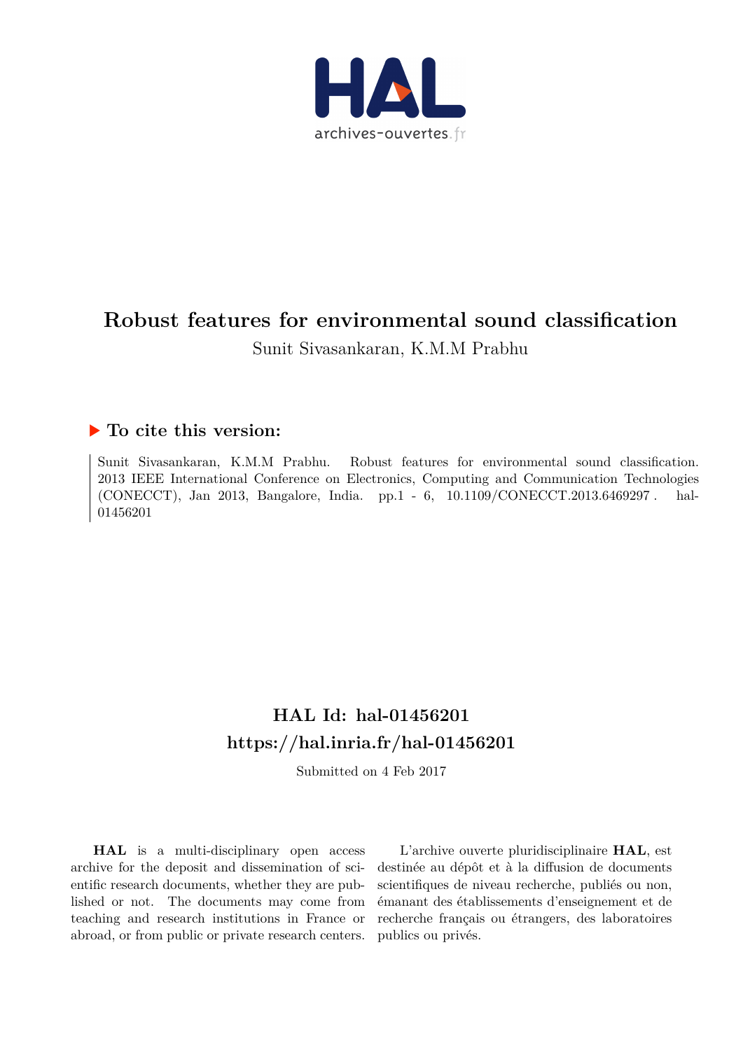# Robust features for environmental sound classification

Sunit Sivasankaran, K.M.M Prabhu

## ▶ To cite this version:

Sunit Sivasankaran, K.M.M Prabhu. Robust features for environmental sound classification. 2013 IEEE International Conference on Electronics, Computing and Communication Technologies (CONECCT), Jan 2013, Bangalore, India. pp.1 - 6, 10.1109/CONECCT.2013.6469297 . hal-01456201

## HAL Id: hal-01456201

## https://hal.inria.fr/hal-01456201

Submitted on 4 Feb 2017

**HAL** is a multi-disciplinary open access archive for the deposit and dissemination of scientific research documents, whether they are published or not. The documents may come from teaching and research institutions in France or abroad, or from public or private research centers.

L'archive ouverte pluridisciplinaire **HAL**, est destinée au dépôt et à la diffusion de documents scientifiques de niveau recherche, publiés ou non, émanant des établissements d'enseignement et de recherche français ou étrangers, des laboratoires publics ou privés.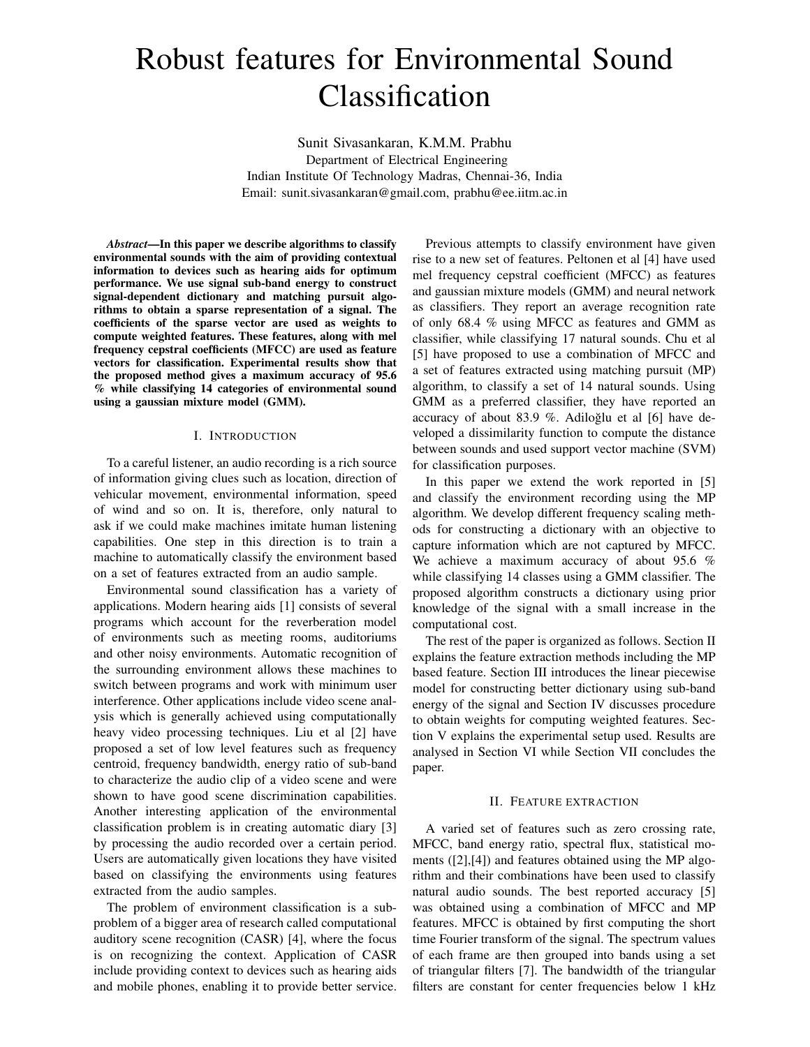# Robust features for Environmental Sound Classification

Sunit Sivasankaran, K.M.M. Prabhu
Department of Electrical Engineering
Indian Institute Of Technology Madras, Chennai-36, India
Email: sunit.sivasankaran@gmail.com, prabhu@ee.iitm.ac.in

***Abstract*—In this paper we describe algorithms to classify environmental sounds with the aim of providing contextual information to devices such as hearing aids for optimum performance. We use signal sub-band energy to construct signal-dependent dictionary and matching pursuit algorithms to obtain a sparse representation of a signal. The coefficients of the sparse vector are used as weights to compute weighted features. These features, along with mel frequency cepstral coefficients (MFCC) are used as feature vectors for classification. Experimental results show that the proposed method gives a maximum accuracy of 95.6 % while classifying 14 categories of environmental sound using a gaussian mixture model (GMM).**

## I. Introduction

To a careful listener, an audio recording is a rich source of information giving clues such as location, direction of vehicular movement, environmental information, speed of wind and so on. It is, therefore, only natural to ask if we could make machines imitate human listening capabilities. One step in this direction is to train a machine to automatically classify the environment based on a set of features extracted from an audio sample.

Environmental sound classification has a variety of applications. Modern hearing aids [1] consists of several programs which account for the reverberation model of environments such as meeting rooms, auditoriums and other noisy environments. Automatic recognition of the surrounding environment allows these machines to switch between programs and work with minimum user interference. Other applications include video scene analysis which is generally achieved using computationally heavy video processing techniques. Liu et al [2] have proposed a set of low level features such as frequency centroid, frequency bandwidth, energy ratio of sub-band to characterize the audio clip of a video scene and were shown to have good scene discrimination capabilities. Another interesting application of the environmental classification problem is in creating automatic diary [3] by processing the audio recorded over a certain period. Users are automatically given locations they have visited based on classifying the environments using features extracted from the audio samples.

The problem of environment classification is a sub-problem of a bigger area of research called computational auditory scene recognition (CASR) [4], where the focus is on recognizing the context. Application of CASR include providing context to devices such as hearing aids and mobile phones, enabling it to provide better service.

Previous attempts to classify environment have given rise to a new set of features. Peltonen et al [4] have used mel frequency cepstral coefficient (MFCC) as features and gaussian mixture models (GMM) and neural network as classifiers. They report an average recognition rate of only 68.4 % using MFCC as features and GMM as classifier, while classifying 17 natural sounds. Chu et al [5] have proposed to use a combination of MFCC and a set of features extracted using matching pursuit (MP) algorithm, to classify a set of 14 natural sounds. Using GMM as a preferred classifier, they have reported an accuracy of about 83.9 %. Adiloğlu et al [6] have developed a dissimilarity function to compute the distance between sounds and used support vector machine (SVM) for classification purposes.

In this paper we extend the work reported in [5] and classify the environment recording using the MP algorithm. We develop different frequency scaling methods for constructing a dictionary with an objective to capture information which are not captured by MFCC. We achieve a maximum accuracy of about 95.6 % while classifying 14 classes using a GMM classifier. The proposed algorithm constructs a dictionary using prior knowledge of the signal with a small increase in the computational cost.

The rest of the paper is organized as follows. Section II explains the feature extraction methods including the MP based feature. Section III introduces the linear piecewise model for constructing better dictionary using sub-band energy of the signal and Section IV discusses procedure to obtain weights for computing weighted features. Section V explains the experimental setup used. Results are analysed in Section VI while Section VII concludes the paper.

## II. Feature extraction

A varied set of features such as zero crossing rate, MFCC, band energy ratio, spectral flux, statistical moments ([2],[4]) and features obtained using the MP algorithm and their combinations have been used to classify natural audio sounds. The best reported accuracy [5] was obtained using a combination of MFCC and MP features. MFCC is obtained by first computing the short time Fourier transform of the signal. The spectrum values of each frame are then grouped into bands using a set of triangular filters [7]. The bandwidth of the triangular filters are constant for center frequencies below 1 kHz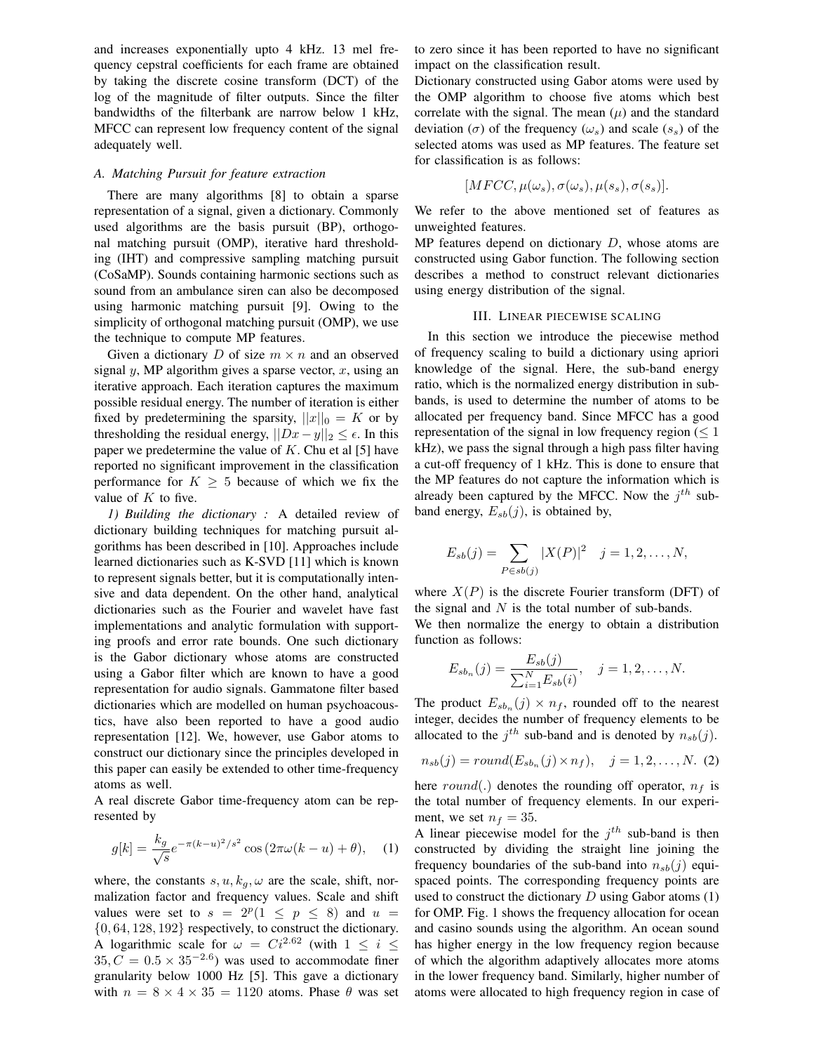and increases exponentially upto 4 kHz. 13 mel frequency cepstral coefficients for each frame are obtained by taking the discrete cosine transform (DCT) of the log of the magnitude of filter outputs. Since the filter bandwidths of the filterbank are narrow below 1 kHz, MFCC can represent low frequency content of the signal adequately well.

### *A. Matching Pursuit for feature extraction*

There are many algorithms [8] to obtain a sparse representation of a signal, given a dictionary. Commonly used algorithms are the basis pursuit (BP), orthogonal matching pursuit (OMP), iterative hard thresholding (IHT) and compressive sampling matching pursuit (CoSaMP). Sounds containing harmonic sections such as sound from an ambulance siren can also be decomposed using harmonic matching pursuit [9]. Owing to the simplicity of orthogonal matching pursuit (OMP), we use the technique to compute MP features.

Given a dictionary $D$ of size $m \times n$ and an observed signal $y$, MP algorithm gives a sparse vector, $x$, using an iterative approach. Each iteration captures the maximum possible residual energy. The number of iteration is either fixed by predetermining the sparsity, $||x||_0 = K$ or by thresholding the residual energy, $||Dx - y||_2 \leq \epsilon$. In this paper we predetermine the value of $K$. Chu et al [5] have reported no significant improvement in the classification performance for $K \geq 5$ because of which we fix the value of $K$ to five.

*1) Building the dictionary :* A detailed review of dictionary building techniques for matching pursuit algorithms has been described in [10]. Approaches include learned dictionaries such as K-SVD [11] which is known to represent signals better, but it is computationally intensive and data dependent. On the other hand, analytical dictionaries such as the Fourier and wavelet have fast implementations and analytic formulation with supporting proofs and error rate bounds. One such dictionary is the Gabor dictionary whose atoms are constructed using a Gabor filter which are known to have a good representation for audio signals. Gammatone filter based dictionaries which are modelled on human psychoacoustics, have also been reported to have a good audio representation [12]. We, however, use Gabor atoms to construct our dictionary since the principles developed in this paper can easily be extended to other time-frequency atoms as well.

A real discrete Gabor time-frequency atom can be represented by

$$g[k] = \frac{k_g}{\sqrt{s}} e^{-\pi(k-u)^2/s^2} \cos\left(2\pi\omega(k-u) + \theta\right), \quad (1)$$

where, the constants $s, u, k_g, \omega$ are the scale, shift, normalization factor and frequency values. Scale and shift values were set to $s = 2^p (1 \leq p \leq 8)$ and $u = \{0, 64, 128, 192\}$ respectively, to construct the dictionary. A logarithmic scale for $\omega = Ci^{2.62}$ (with $1 \leq i \leq 35, C = 0.5 \times 35^{-2.6}$) was used to accommodate finer granularity below 1000 Hz [5]. This gave a dictionary with $n = 8 \times 4 \times 35 = 1120$ atoms. Phase $\theta$ was set to zero since it has been reported to have no significant impact on the classification result.

Dictionary constructed using Gabor atoms were used by the OMP algorithm to choose five atoms which best correlate with the signal. The mean ($\mu$) and the standard deviation ($\sigma$) of the frequency ($\omega_s$) and scale ($s_s$) of the selected atoms was used as MP features. The feature set for classification is as follows:

$$[MFCC, \mu(\omega_s), \sigma(\omega_s), \mu(s_s), \sigma(s_s)].$$

We refer to the above mentioned set of features as unweighted features.

MP features depend on dictionary $D$, whose atoms are constructed using Gabor function. The following section describes a method to construct relevant dictionaries using energy distribution of the signal.

## III. Linear piecewise scaling

In this section we introduce the piecewise method of frequency scaling to build a dictionary using apriori knowledge of the signal. Here, the sub-band energy ratio, which is the normalized energy distribution in sub-bands, is used to determine the number of atoms to be allocated per frequency band. Since MFCC has a good representation of the signal in low frequency region ($\leq 1$ kHz), we pass the signal through a high pass filter having a cut-off frequency of 1 kHz. This is done to ensure that the MP features do not capture the information which is already been captured by the MFCC. Now the $j^{th}$ sub-band energy, $E_{sb}(j)$, is obtained by,

$$E_{sb}(j) = \sum_{P \in sb(j)} |X(P)|^2 \quad j = 1, 2, \ldots, N,$$

where $X(P)$ is the discrete Fourier transform (DFT) of the signal and $N$ is the total number of sub-bands.

We then normalize the energy to obtain a distribution function as follows:

$$E_{sb_n}(j) = \frac{E_{sb}(j)}{\sum_{i=1}^{N} E_{sb}(i)}, \quad j = 1, 2, \ldots, N.$$

The product $E_{sb_n}(j) \times n_f$, rounded off to the nearest integer, decides the number of frequency elements to be allocated to the $j^{th}$ sub-band and is denoted by $n_{sb}(j)$.

$$n_{sb}(j) = round(E_{sb_n}(j) \times n_f), \quad j = 1, 2, \ldots, N. \quad (2)$$

here $round(.)$ denotes the rounding off operator, $n_f$ is the total number of frequency elements. In our experiment, we set $n_f = 35$.

A linear piecewise model for the $j^{th}$ sub-band is then constructed by dividing the straight line joining the frequency boundaries of the sub-band into $n_{sb}(j)$ equi-spaced points. The corresponding frequency points are used to construct the dictionary $D$ using Gabor atoms (1) for OMP. Fig. 1 shows the frequency allocation for ocean and casino sounds using the algorithm. An ocean sound has higher energy in the low frequency region because of which the algorithm adaptively allocates more atoms in the lower frequency band. Similarly, higher number of atoms were allocated to high frequency region in case of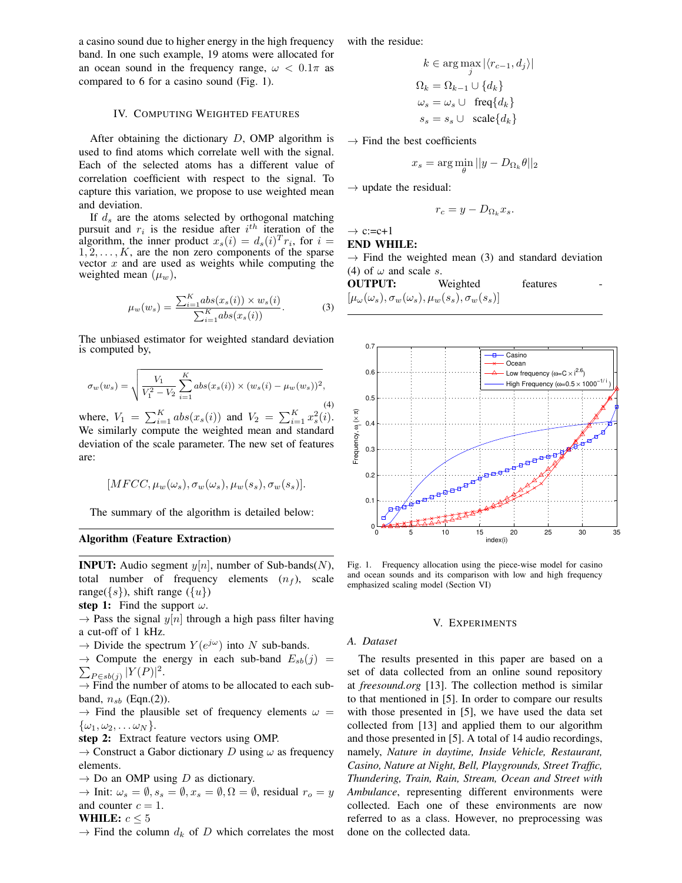a casino sound due to higher energy in the high frequency band. In one such example, 19 atoms were allocated for an ocean sound in the frequency range, $\omega < 0.1\pi$ as compared to 6 for a casino sound (Fig. 1).

## IV. Computing Weighted Features

After obtaining the dictionary $D$, OMP algorithm is used to find atoms which correlate well with the signal. Each of the selected atoms has a different value of correlation coefficient with respect to the signal. To capture this variation, we propose to use weighted mean and deviation.

If $d_s$ are the atoms selected by orthogonal matching pursuit and $r_i$ is the residue after $i^{th}$ iteration of the algorithm, the inner product $x_s(i) = d_s(i)^T r_i$, for $i = 1, 2, \ldots, K$, are the non zero components of the sparse vector $x$ and are used as weights while computing the weighted mean ($\mu_w$),

$$\mu_w(w_s) = \frac{\sum_{i=1}^{K} abs(x_s(i)) \times w_s(i)}{\sum_{i=1}^{K} abs(x_s(i))}. \tag{3}$$

The unbiased estimator for weighted standard deviation is computed by,

$$\sigma_w(w_s) = \sqrt{\frac{V_1}{V_1^2 - V_2} \sum_{i=1}^{K} abs(x_s(i)) \times (w_s(i) - \mu_w(w_s))^2}, \tag{4}$$

where, $V_1 = \sum_{i=1}^{K} abs(x_s(i))$ and $V_2 = \sum_{i=1}^{K} x_s^2(i)$. We similarly compute the weighted mean and standard deviation of the scale parameter. The new set of features are:

$$[MFCC, \mu_w(\omega_s), \sigma_w(\omega_s), \mu_w(s_s), \sigma_w(s_s)].$$

The summary of the algorithm is detailed below:

---

**Algorithm (Feature Extraction)**

---

**INPUT:** Audio segment $y[n]$, number of Sub-bands($N$), total number of frequency elements ($n_f$), scale range($\{s\}$), shift range ($\{u\}$)

**step 1:** Find the support $\omega$.

→ Pass the signal $y[n]$ through a high pass filter having a cut-off of 1 kHz.

→ Divide the spectrum $Y(e^{j\omega})$ into $N$ sub-bands.

→ Compute the energy in each sub-band $E_{sb}(j) = \sum_{P \in sb(j)} |Y(P)|^2$.

→ Find the number of atoms to be allocated to each sub-band, $n_{sb}$ (Eqn.(2)).

→ Find the plausible set of frequency elements $\omega = \{\omega_1, \omega_2, \ldots \omega_N\}$.

**step 2:** Extract feature vectors using OMP.

→ Construct a Gabor dictionary $D$ using $\omega$ as frequency elements.

→ Do an OMP using $D$ as dictionary.

→ Init: $\omega_s = \emptyset, s_s = \emptyset, x_s = \emptyset, \Omega = \emptyset$, residual $r_o = y$ and counter $c = 1$.

**WHILE:** $c \leq 5$

→ Find the column $d_k$ of $D$ which correlates the most with the residue:

$$k \in \arg\max_j |\langle r_{c-1}, d_j \rangle|$$
$$\Omega_k = \Omega_{k-1} \cup \{d_k\}$$
$$\omega_s = \omega_s \cup \ \text{freq}\{d_k\}$$
$$s_s = s_s \cup \ \text{scale}\{d_k\}$$

→ Find the best coefficients

$$x_s = \arg\min_\theta ||y - D_{\Omega_k}\theta||_2$$

→ update the residual:

$$r_c = y - D_{\Omega_k} x_s.$$

→ c:=c+1

**END WHILE:**

→ Find the weighted mean (3) and standard deviation (4) of $\omega$ and scale $s$.

**OUTPUT:** Weighted features - $[\mu_\omega(\omega_s), \sigma_w(\omega_s), \mu_w(s_s), \sigma_w(s_s)]$

---

Fig. 1. Frequency allocation using the piece-wise model for casino and ocean sounds and its comparison with low and high frequency emphasized scaling model (Section VI)

## V. Experiments

### A. Dataset

The results presented in this paper are based on a set of data collected from an online sound repository at *freesound.org* [13]. The collection method is similar to that mentioned in [5]. In order to compare our results with those presented in [5], we have used the data set collected from [13] and applied them to our algorithm and those presented in [5]. A total of 14 audio recordings, namely, *Nature in daytime, Inside Vehicle, Restaurant, Casino, Nature at Night, Bell, Playgrounds, Street Traffic, Thundering, Train, Rain, Stream, Ocean and Street with Ambulance*, representing different environments were collected. Each one of these environments are now referred to as a class. However, no preprocessing was done on the collected data.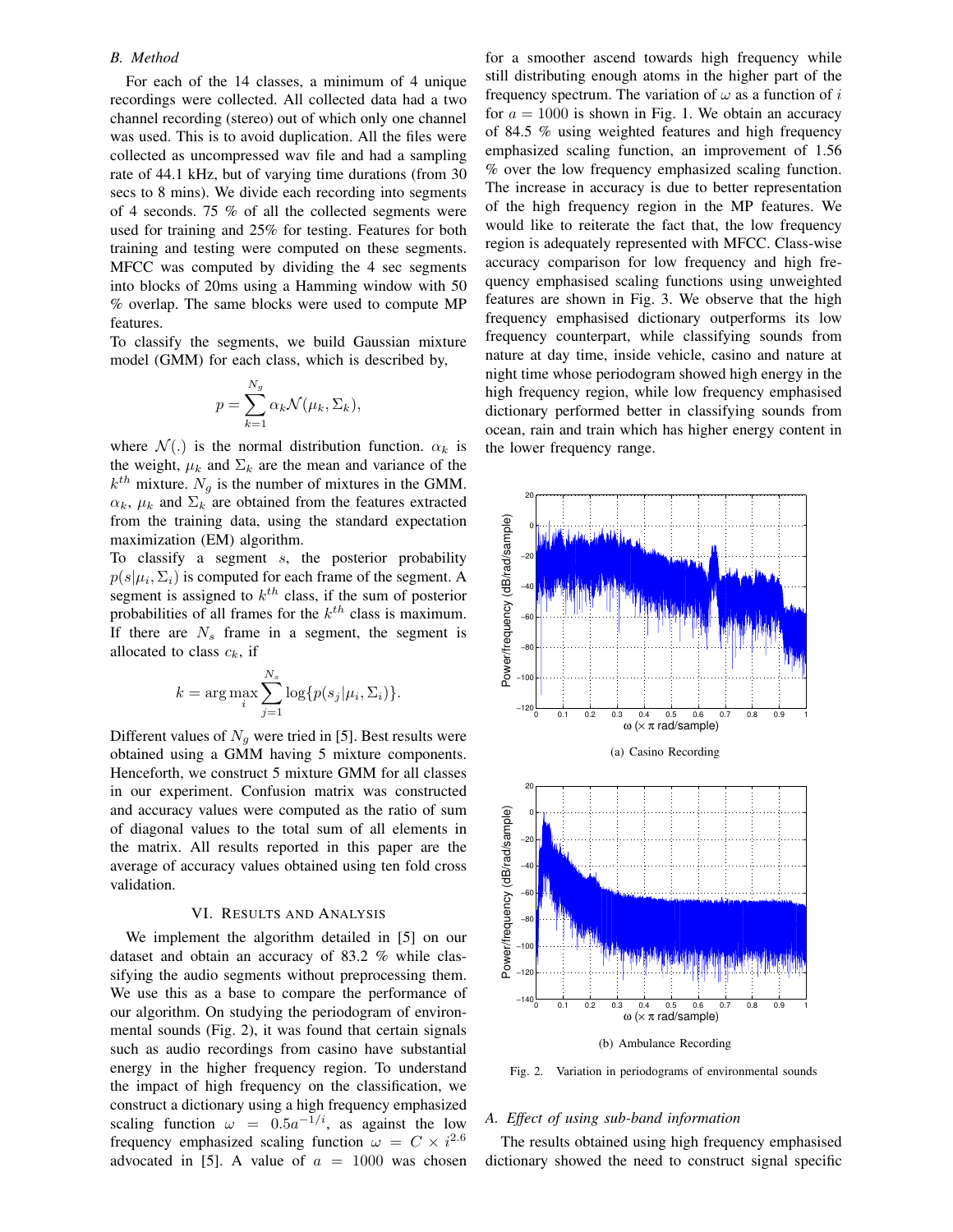### B. Method

For each of the 14 classes, a minimum of 4 unique recordings were collected. All collected data had a two channel recording (stereo) out of which only one channel was used. This is to avoid duplication. All the files were collected as uncompressed wav file and had a sampling rate of 44.1 kHz, but of varying time durations (from 30 secs to 8 mins). We divide each recording into segments of 4 seconds. 75 % of all the collected segments were used for training and 25% for testing. Features for both training and testing were computed on these segments. MFCC was computed by dividing the 4 sec segments into blocks of 20ms using a Hamming window with 50 % overlap. The same blocks were used to compute MP features.

To classify the segments, we build Gaussian mixture model (GMM) for each class, which is described by,

$$p = \sum_{k=1}^{N_g} \alpha_k \mathcal{N}(\mu_k, \Sigma_k),$$

where $\mathcal{N}(.)$ is the normal distribution function. $\alpha_k$ is the weight, $\mu_k$ and $\Sigma_k$ are the mean and variance of the $k^{th}$ mixture. $N_g$ is the number of mixtures in the GMM. $\alpha_k$, $\mu_k$ and $\Sigma_k$ are obtained from the features extracted from the training data, using the standard expectation maximization (EM) algorithm.

To classify a segment $s$, the posterior probability $p(s|\mu_i, \Sigma_i)$ is computed for each frame of the segment. A segment is assigned to $k^{th}$ class, if the sum of posterior probabilities of all frames for the $k^{th}$ class is maximum. If there are $N_s$ frame in a segment, the segment is allocated to class $c_k$, if

$$k = \arg\max_i \sum_{j=1}^{N_s} \log\{p(s_j|\mu_i, \Sigma_i)\}.$$

Different values of $N_g$ were tried in [5]. Best results were obtained using a GMM having 5 mixture components. Henceforth, we construct 5 mixture GMM for all classes in our experiment. Confusion matrix was constructed and accuracy values were computed as the ratio of sum of diagonal values to the total sum of all elements in the matrix. All results reported in this paper are the average of accuracy values obtained using ten fold cross validation.

## VI. Results and Analysis

We implement the algorithm detailed in [5] on our dataset and obtain an accuracy of 83.2 % while classifying the audio segments without preprocessing them. We use this as a base to compare the performance of our algorithm. On studying the periodogram of environmental sounds (Fig. 2), it was found that certain signals such as audio recordings from casino have substantial energy in the higher frequency region. To understand the impact of high frequency on the classification, we construct a dictionary using a high frequency emphasized scaling function $\omega = 0.5a^{-1/i}$, as against the low frequency emphasized scaling function $\omega = C \times i^{2.6}$ advocated in [5]. A value of $a = 1000$ was chosen for a smoother ascend towards high frequency while still distributing enough atoms in the higher part of the frequency spectrum. The variation of $\omega$ as a function of $i$ for $a = 1000$ is shown in Fig. 1. We obtain an accuracy of 84.5 % using weighted features and high frequency emphasized scaling function, an improvement of 1.56 % over the low frequency emphasized scaling function. The increase in accuracy is due to better representation of the high frequency region in the MP features. We would like to reiterate the fact that, the low frequency region is adequately represented with MFCC. Class-wise accuracy comparison for low frequency and high frequency emphasised scaling functions using unweighted features are shown in Fig. 3. We observe that the high frequency emphasised dictionary outperforms its low frequency counterpart, while classifying sounds from nature at day time, inside vehicle, casino and nature at night time whose periodogram showed high energy in the high frequency region, while low frequency emphasised dictionary performed better in classifying sounds from ocean, rain and train which has higher energy content in the lower frequency range.

(a) Casino Recording

(b) Ambulance Recording

Fig. 2. Variation in periodograms of environmental sounds

### A. Effect of using sub-band information

The results obtained using high frequency emphasised dictionary showed the need to construct signal specific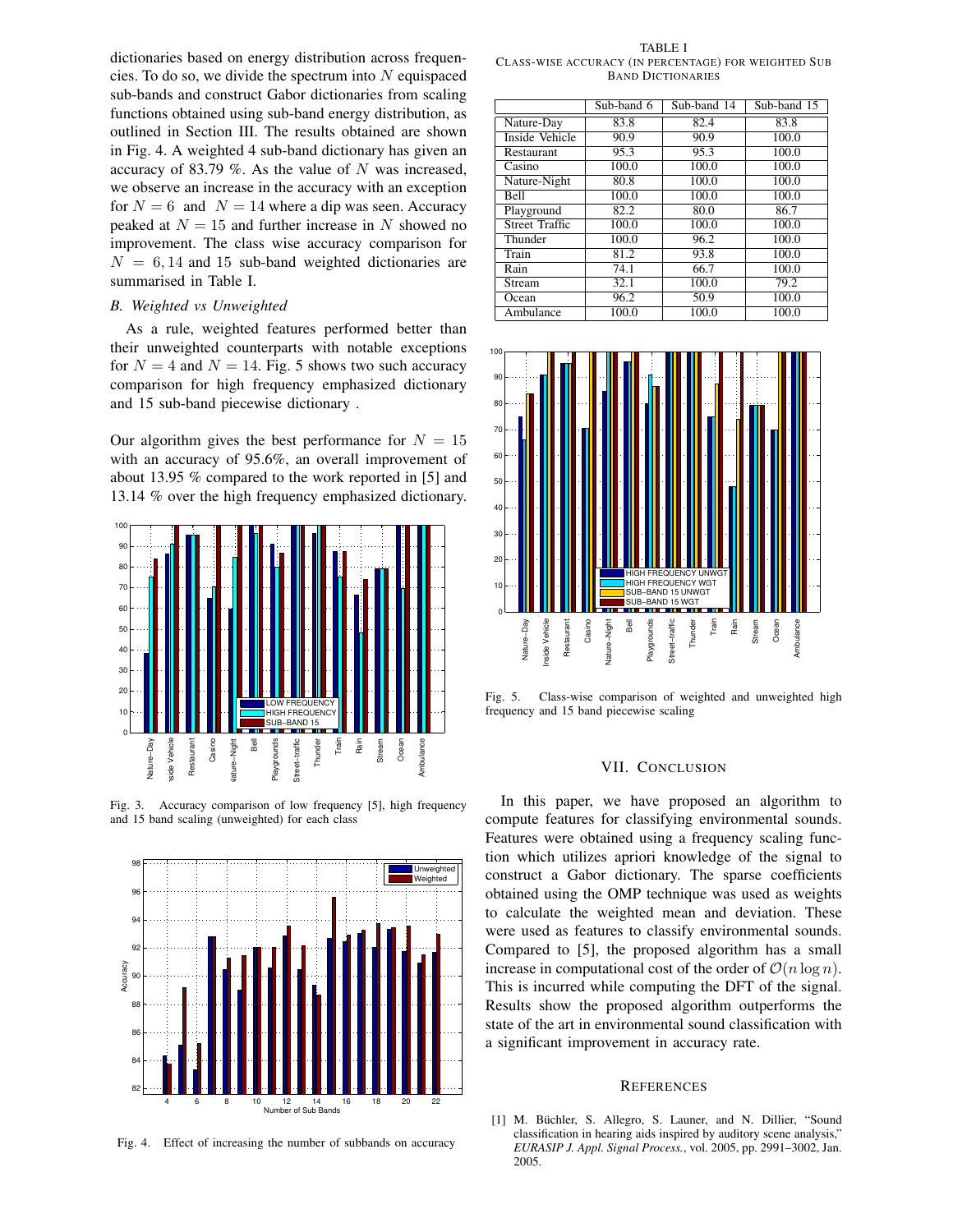dictionaries based on energy distribution across frequencies. To do so, we divide the spectrum into $N$ equispaced sub-bands and construct Gabor dictionaries from scaling functions obtained using sub-band energy distribution, as outlined in Section III. The results obtained are shown in Fig. 4. A weighted 4 sub-band dictionary has given an accuracy of 83.79 %. As the value of $N$ was increased, we observe an increase in the accuracy with an exception for $N = 6$ and $N = 14$ where a dip was seen. Accuracy peaked at $N = 15$ and further increase in $N$ showed no improvement. The class wise accuracy comparison for $N = 6, 14$ and 15 sub-band weighted dictionaries are summarised in Table I.

### B. Weighted vs Unweighted

As a rule, weighted features performed better than their unweighted counterparts with notable exceptions for $N = 4$ and $N = 14$. Fig. 5 shows two such accuracy comparison for high frequency emphasized dictionary and 15 sub-band piecewise dictionary .

Our algorithm gives the best performance for $N = 15$ with an accuracy of 95.6%, an overall improvement of about 13.95 % compared to the work reported in [5] and 13.14 % over the high frequency emphasized dictionary.

Fig. 3. Accuracy comparison of low frequency [5], high frequency and 15 band scaling (unweighted) for each class

Fig. 4. Effect of increasing the number of subbands on accuracy

TABLE I
CLASS-WISE ACCURACY (IN PERCENTAGE) FOR WEIGHTED SUB BAND DICTIONARIES

| | Sub-band 6 | Sub-band 14 | Sub-band 15 |
|---|---|---|---|
| Nature-Day | 83.8 | 82.4 | 83.8 |
| Inside Vehicle | 90.9 | 90.9 | 100.0 |
| Restaurant | 95.3 | 95.3 | 100.0 |
| Casino | 100.0 | 100.0 | 100.0 |
| Nature-Night | 80.8 | 100.0 | 100.0 |
| Bell | 100.0 | 100.0 | 100.0 |
| Playground | 82.2 | 80.0 | 86.7 |
| Street Traffic | 100.0 | 100.0 | 100.0 |
| Thunder | 100.0 | 96.2 | 100.0 |
| Train | 81.2 | 93.8 | 100.0 |
| Rain | 74.1 | 66.7 | 100.0 |
| Stream | 32.1 | 100.0 | 79.2 |
| Ocean | 96.2 | 50.9 | 100.0 |
| Ambulance | 100.0 | 100.0 | 100.0 |

Fig. 5. Class-wise comparison of weighted and unweighted high frequency and 15 band piecewise scaling

## VII. CONCLUSION

In this paper, we have proposed an algorithm to compute features for classifying environmental sounds. Features were obtained using a frequency scaling function which utilizes apriori knowledge of the signal to construct a Gabor dictionary. The sparse coefficients obtained using the OMP technique was used as weights to calculate the weighted mean and deviation. These were used as features to classify environmental sounds. Compared to [5], the proposed algorithm has a small increase in computational cost of the order of $\mathcal{O}(n \log n)$. This is incurred while computing the DFT of the signal. Results show the proposed algorithm outperforms the state of the art in environmental sound classification with a significant improvement in accuracy rate.

## REFERENCES

[1] M. Büchler, S. Allegro, S. Launer, and N. Dillier, "Sound classification in hearing aids inspired by auditory scene analysis," *EURASIP J. Appl. Signal Process.*, vol. 2005, pp. 2991–3002, Jan. 2005.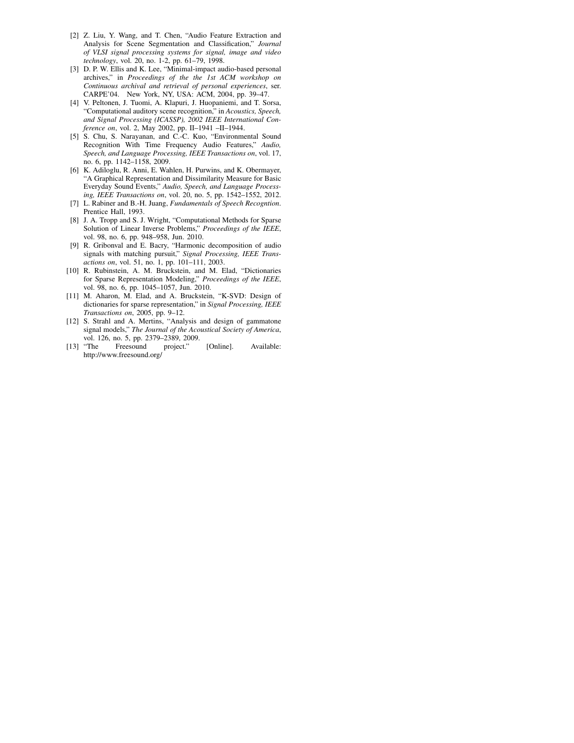[2] Z. Liu, Y. Wang, and T. Chen, "Audio Feature Extraction and Analysis for Scene Segmentation and Classification," *Journal of VLSI signal processing systems for signal, image and video technology*, vol. 20, no. 1-2, pp. 61–79, 1998.

[3] D. P. W. Ellis and K. Lee, "Minimal-impact audio-based personal archives," in *Proceedings of the the 1st ACM workshop on Continuous archival and retrieval of personal experiences*, ser. CARPE'04. New York, NY, USA: ACM, 2004, pp. 39–47.

[4] V. Peltonen, J. Tuomi, A. Klapuri, J. Huopaniemi, and T. Sorsa, "Computational auditory scene recognition," in *Acoustics, Speech, and Signal Processing (ICASSP), 2002 IEEE International Conference on*, vol. 2, May 2002, pp. II–1941 –II–1944.

[5] S. Chu, S. Narayanan, and C.-C. Kuo, "Environmental Sound Recognition With Time Frequency Audio Features," *Audio, Speech, and Language Processing, IEEE Transactions on*, vol. 17, no. 6, pp. 1142–1158, 2009.

[6] K. Adiloglu, R. Anni, E. Wahlen, H. Purwins, and K. Obermayer, "A Graphical Representation and Dissimilarity Measure for Basic Everyday Sound Events," *Audio, Speech, and Language Processing, IEEE Transactions on*, vol. 20, no. 5, pp. 1542–1552, 2012.

[7] L. Rabiner and B.-H. Juang, *Fundamentals of Speech Recogntion*. Prentice Hall, 1993.

[8] J. A. Tropp and S. J. Wright, "Computational Methods for Sparse Solution of Linear Inverse Problems," *Proceedings of the IEEE*, vol. 98, no. 6, pp. 948–958, Jun. 2010.

[9] R. Gribonval and E. Bacry, "Harmonic decomposition of audio signals with matching pursuit," *Signal Processing, IEEE Transactions on*, vol. 51, no. 1, pp. 101–111, 2003.

[10] R. Rubinstein, A. M. Bruckstein, and M. Elad, "Dictionaries for Sparse Representation Modeling," *Proceedings of the IEEE*, vol. 98, no. 6, pp. 1045–1057, Jun. 2010.

[11] M. Aharon, M. Elad, and A. Bruckstein, "K-SVD: Design of dictionaries for sparse representation," in *Signal Processing, IEEE Transactions on*, 2005, pp. 9–12.

[12] S. Strahl and A. Mertins, "Analysis and design of gammatone signal models," *The Journal of the Acoustical Society of America*, vol. 126, no. 5, pp. 2379–2389, 2009.

[13] "The Freesound project." [Online]. Available: http://www.freesound.org/